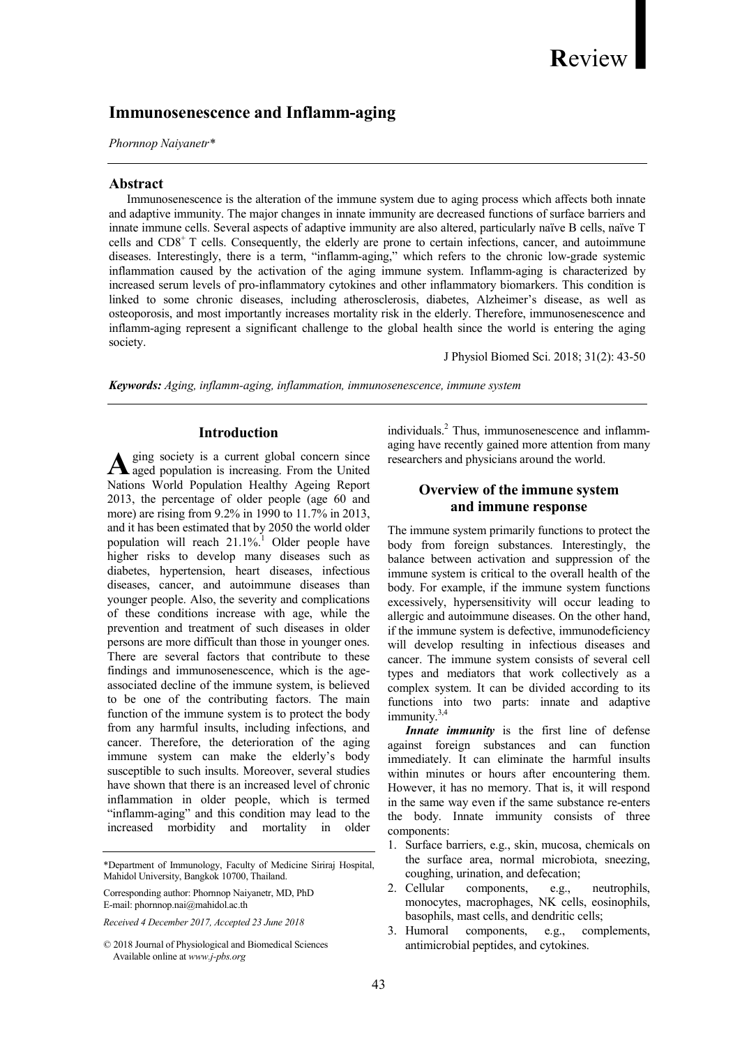Review

# Immunosenescence and Inflamm-aging

*Phornnop Naiyanetr**

## Abstract

Immunosenescence is the alteration of the immune system due to aging process which affects both innate and adaptive immunity. The major changes in innate immunity are decreased functions of surface barriers and innate immune cells. Several aspects of adaptive immunity are also altered, particularly naïve B cells, naïve T cells and $CD8^+$ T cells. Consequently, the elderly are prone to certain infections, cancer, and autoimmune diseases. Interestingly, there is a term, "inflamm-aging," which refers to the chronic low-grade systemic inflammation caused by the activation of the aging immune system. Inflamm-aging is characterized by increased serum levels of pro-inflammatory cytokines and other inflammatory biomarkers. This condition is linked to some chronic diseases, including atherosclerosis, diabetes, Alzheimer's disease, as well as osteoporosis, and most importantly increases mortality risk in the elderly. Therefore, immunosenescence and inflamm-aging represent a significant challenge to the global health since the world is entering the aging society.

J Physiol Biomed Sci. 2018; 31(2): 43-50

***Keywords:*** *Aging, inflamm-aging, inflammation, immunosenescence, immune system*

## Introduction

Aging society is a current global concern since aged population is increasing. From the United Nations World Population Healthy Ageing Report 2013, the percentage of older people (age 60 and more) are rising from 9.2% in 1990 to 11.7% in 2013, and it has been estimated that by 2050 the world older population will reach 21.1%.[1] Older people have higher risks to develop many diseases such as diabetes, hypertension, heart diseases, infectious diseases, cancer, and autoimmune diseases than younger people. Also, the severity and complications of these conditions increase with age, while the prevention and treatment of such diseases in older persons are more difficult than those in younger ones. There are several factors that contribute to these findings and immunosenescence, which is the age-associated decline of the immune system, is believed to be one of the contributing factors. The main function of the immune system is to protect the body from any harmful insults, including infections, and cancer. Therefore, the deterioration of the aging immune system can make the elderly's body susceptible to such insults. Moreover, several studies have shown that there is an increased level of chronic inflammation in older people, which is termed "inflamm-aging" and this condition may lead to the increased morbidity and mortality in older individuals.[2] Thus, immunosenescence and inflamm-aging have recently gained more attention from many researchers and physicians around the world.

## Overview of the immune system and immune response

The immune system primarily functions to protect the body from foreign substances. Interestingly, the balance between activation and suppression of the immune system is critical to the overall health of the body. For example, if the immune system functions excessively, hypersensitivity will occur leading to allergic and autoimmune diseases. On the other hand, if the immune system is defective, immunodeficiency will develop resulting in infectious diseases and cancer. The immune system consists of several cell types and mediators that work collectively as a complex system. It can be divided according to its functions into two parts: innate and adaptive immunity.[3,4]

***Innate immunity*** is the first line of defense against foreign substances and can function immediately. It can eliminate the harmful insults within minutes or hours after encountering them. However, it has no memory. That is, it will respond in the same way even if the same substance re-enters the body. Innate immunity consists of three components:

1. Surface barriers, e.g., skin, mucosa, chemicals on the surface area, normal microbiota, sneezing, coughing, urination, and defecation;
2. Cellular components, e.g., neutrophils, monocytes, macrophages, NK cells, eosinophils, basophils, mast cells, and dendritic cells;
3. Humoral components, e.g., complements, antimicrobial peptides, and cytokines.

*Department of Immunology, Faculty of Medicine Siriraj Hospital, Mahidol University, Bangkok 10700, Thailand.

Corresponding author: Phornnop Naiyanetr, MD, PhD
E-mail: phornnop.nai@mahidol.ac.th

*Received 4 December 2017, Accepted 23 June 2018*

© 2018 Journal of Physiological and Biomedical Sciences
Available online at *www.j-pbs.org*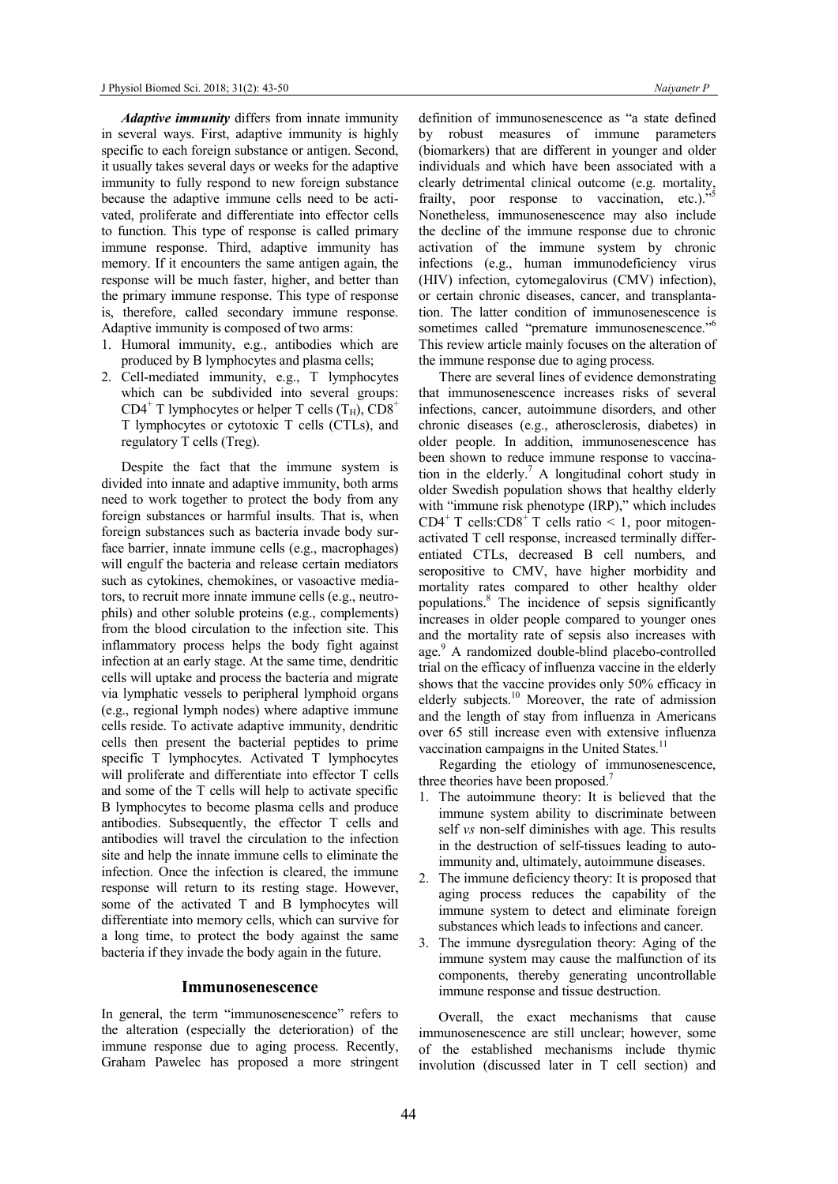***Adaptive immunity*** differs from innate immunity in several ways. First, adaptive immunity is highly specific to each foreign substance or antigen. Second, it usually takes several days or weeks for the adaptive immunity to fully respond to new foreign substance because the adaptive immune cells need to be activated, proliferate and differentiate into effector cells to function. This type of response is called primary immune response. Third, adaptive immunity has memory. If it encounters the same antigen again, the response will be much faster, higher, and better than the primary immune response. This type of response is, therefore, called secondary immune response. Adaptive immunity is composed of two arms:

1. Humoral immunity, e.g., antibodies which are produced by B lymphocytes and plasma cells;
2. Cell-mediated immunity, e.g., T lymphocytes which can be subdivided into several groups: $CD4^+$ T lymphocytes or helper T cells ($T_H$), $CD8^+$ T lymphocytes or cytotoxic T cells (CTLs), and regulatory T cells (Treg).

Despite the fact that the immune system is divided into innate and adaptive immunity, both arms need to work together to protect the body from any foreign substances or harmful insults. That is, when foreign substances such as bacteria invade body surface barrier, innate immune cells (e.g., macrophages) will engulf the bacteria and release certain mediators such as cytokines, chemokines, or vasoactive mediators, to recruit more innate immune cells (e.g., neutrophils) and other soluble proteins (e.g., complements) from the blood circulation to the infection site. This inflammatory process helps the body fight against infection at an early stage. At the same time, dendritic cells will uptake and process the bacteria and migrate via lymphatic vessels to peripheral lymphoid organs (e.g., regional lymph nodes) where adaptive immune cells reside. To activate adaptive immunity, dendritic cells then present the bacterial peptides to prime specific T lymphocytes. Activated T lymphocytes will proliferate and differentiate into effector T cells and some of the T cells will help to activate specific B lymphocytes to become plasma cells and produce antibodies. Subsequently, the effector T cells and antibodies will travel the circulation to the infection site and help the innate immune cells to eliminate the infection. Once the infection is cleared, the immune response will return to its resting stage. However, some of the activated T and B lymphocytes will differentiate into memory cells, which can survive for a long time, to protect the body against the same bacteria if they invade the body again in the future.

## Immunosenescence

In general, the term "immunosenescence" refers to the alteration (especially the deterioration) of the immune response due to aging process. Recently, Graham Pawelec has proposed a more stringent definition of immunosenescence as "a state defined by robust measures of immune parameters (biomarkers) that are different in younger and older individuals and which have been associated with a clearly detrimental clinical outcome (e.g. mortality, frailty, poor response to vaccination, etc.)."[5] Nonetheless, immunosenescence may also include the decline of the immune response due to chronic activation of the immune system by chronic infections (e.g., human immunodeficiency virus (HIV) infection, cytomegalovirus (CMV) infection), or certain chronic diseases, cancer, and transplantation. The latter condition of immunosenescence is sometimes called "premature immunosenescence."[6] This review article mainly focuses on the alteration of the immune response due to aging process.

There are several lines of evidence demonstrating that immunosenescence increases risks of several infections, cancer, autoimmune disorders, and other chronic diseases (e.g., atherosclerosis, diabetes) in older people. In addition, immunosenescence has been shown to reduce immune response to vaccination in the elderly.[7] A longitudinal cohort study in older Swedish population shows that healthy elderly with "immune risk phenotype (IRP)," which includes $CD4^+$ T cells:$CD8^+$ T cells ratio < 1, poor mitogen-activated T cell response, increased terminally differentiated CTLs, decreased B cell numbers, and seropositive to CMV, have higher morbidity and mortality rates compared to other healthy older populations.[8] The incidence of sepsis significantly increases in older people compared to younger ones and the mortality rate of sepsis also increases with age.[9] A randomized double-blind placebo-controlled trial on the efficacy of influenza vaccine in the elderly shows that the vaccine provides only 50% efficacy in elderly subjects.[10] Moreover, the rate of admission and the length of stay from influenza in Americans over 65 still increase even with extensive influenza vaccination campaigns in the United States.[11]

Regarding the etiology of immunosenescence, three theories have been proposed.[7]

1. The autoimmune theory: It is believed that the immune system ability to discriminate between self *vs* non-self diminishes with age. This results in the destruction of self-tissues leading to autoimmunity and, ultimately, autoimmune diseases.
2. The immune deficiency theory: It is proposed that aging process reduces the capability of the immune system to detect and eliminate foreign substances which leads to infections and cancer.
3. The immune dysregulation theory: Aging of the immune system may cause the malfunction of its components, thereby generating uncontrollable immune response and tissue destruction.

Overall, the exact mechanisms that cause immunosenescence are still unclear; however, some of the established mechanisms include thymic involution (discussed later in T cell section) and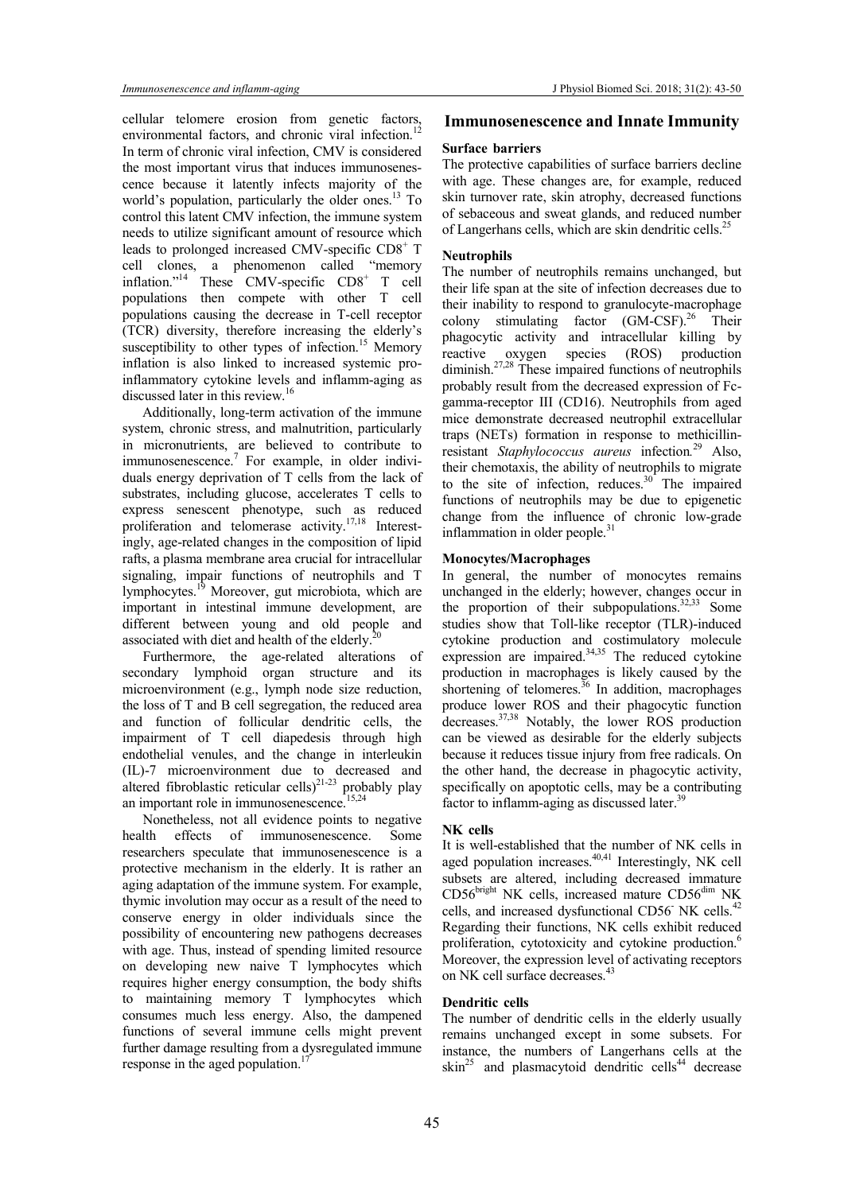cellular telomere erosion from genetic factors, environmental factors, and chronic viral infection.[12] In term of chronic viral infection, CMV is considered the most important virus that induces immunosenescence because it latently infects majority of the world's population, particularly the older ones.[13] To control this latent CMV infection, the immune system needs to utilize significant amount of resource which leads to prolonged increased CMV-specific $CD8^+$ T cell clones, a phenomenon called "memory inflation."[14] These CMV-specific $CD8^+$ T cell populations then compete with other T cell populations causing the decrease in T-cell receptor (TCR) diversity, therefore increasing the elderly's susceptibility to other types of infection.[15] Memory inflation is also linked to increased systemic pro-inflammatory cytokine levels and inflamm-aging as discussed later in this review.[16]

Additionally, long-term activation of the immune system, chronic stress, and malnutrition, particularly in micronutrients, are believed to contribute to immunosenescence.[7] For example, in older individuals energy deprivation of T cells from the lack of substrates, including glucose, accelerates T cells to express senescent phenotype, such as reduced proliferation and telomerase activity.[17,18] Interestingly, age-related changes in the composition of lipid rafts, a plasma membrane area crucial for intracellular signaling, impair functions of neutrophils and T lymphocytes.[19] Moreover, gut microbiota, which are important in intestinal immune development, are different between young and old people and associated with diet and health of the elderly.[20]

Furthermore, the age-related alterations of secondary lymphoid organ structure and its microenvironment (e.g., lymph node size reduction, the loss of T and B cell segregation, the reduced area and function of follicular dendritic cells, the impairment of T cell diapedesis through high endothelial venules, and the change in interleukin (IL)-7 microenvironment due to decreased and altered fibroblastic reticular cells)[21-23] probably play an important role in immunosenescence.[15,24]

Nonetheless, not all evidence points to negative health effects of immunosenescence. Some researchers speculate that immunosenescence is a protective mechanism in the elderly. It is rather an aging adaptation of the immune system. For example, thymic involution may occur as a result of the need to conserve energy in older individuals since the possibility of encountering new pathogens decreases with age. Thus, instead of spending limited resource on developing new naive T lymphocytes which requires higher energy consumption, the body shifts to maintaining memory T lymphocytes which consumes much less energy. Also, the dampened functions of several immune cells might prevent further damage resulting from a dysregulated immune response in the aged population.[17]

## Immunosenescence and Innate Immunity

### Surface barriers

The protective capabilities of surface barriers decline with age. These changes are, for example, reduced skin turnover rate, skin atrophy, decreased functions of sebaceous and sweat glands, and reduced number of Langerhans cells, which are skin dendritic cells.[25]

### Neutrophils

The number of neutrophils remains unchanged, but their life span at the site of infection decreases due to their inability to respond to granulocyte-macrophage colony stimulating factor (GM-CSF).[26] Their phagocytic activity and intracellular killing by reactive oxygen species (ROS) production diminish.[27,28] These impaired functions of neutrophils probably result from the decreased expression of Fc-gamma-receptor III (CD16). Neutrophils from aged mice demonstrate decreased neutrophil extracellular traps (NETs) formation in response to methicillin-resistant *Staphylococcus aureus* infection.[29] Also, their chemotaxis, the ability of neutrophils to migrate to the site of infection, reduces.[30] The impaired functions of neutrophils may be due to epigenetic change from the influence of chronic low-grade inflammation in older people.[31]

### Monocytes/Macrophages

In general, the number of monocytes remains unchanged in the elderly; however, changes occur in the proportion of their subpopulations.[32,33] Some studies show that Toll-like receptor (TLR)-induced cytokine production and costimulatory molecule expression are impaired.[34,35] The reduced cytokine production in macrophages is likely caused by the shortening of telomeres.[36] In addition, macrophages produce lower ROS and their phagocytic function decreases.[37,38] Notably, the lower ROS production can be viewed as desirable for the elderly subjects because it reduces tissue injury from free radicals. On the other hand, the decrease in phagocytic activity, specifically on apoptotic cells, may be a contributing factor to inflamm-aging as discussed later.[39]

### NK cells

It is well-established that the number of NK cells in aged population increases.[40,41] Interestingly, NK cell subsets are altered, including decreased immature $CD56^{bright}$ NK cells, increased mature $CD56^{dim}$ NK cells, and increased dysfunctional $CD56^-$ NK cells.[42] Regarding their functions, NK cells exhibit reduced proliferation, cytotoxicity and cytokine production.[6] Moreover, the expression level of activating receptors on NK cell surface decreases.[43]

### Dendritic cells

The number of dendritic cells in the elderly usually remains unchanged except in some subsets. For instance, the numbers of Langerhans cells at the skin[25] and plasmacytoid dendritic cells[44] decrease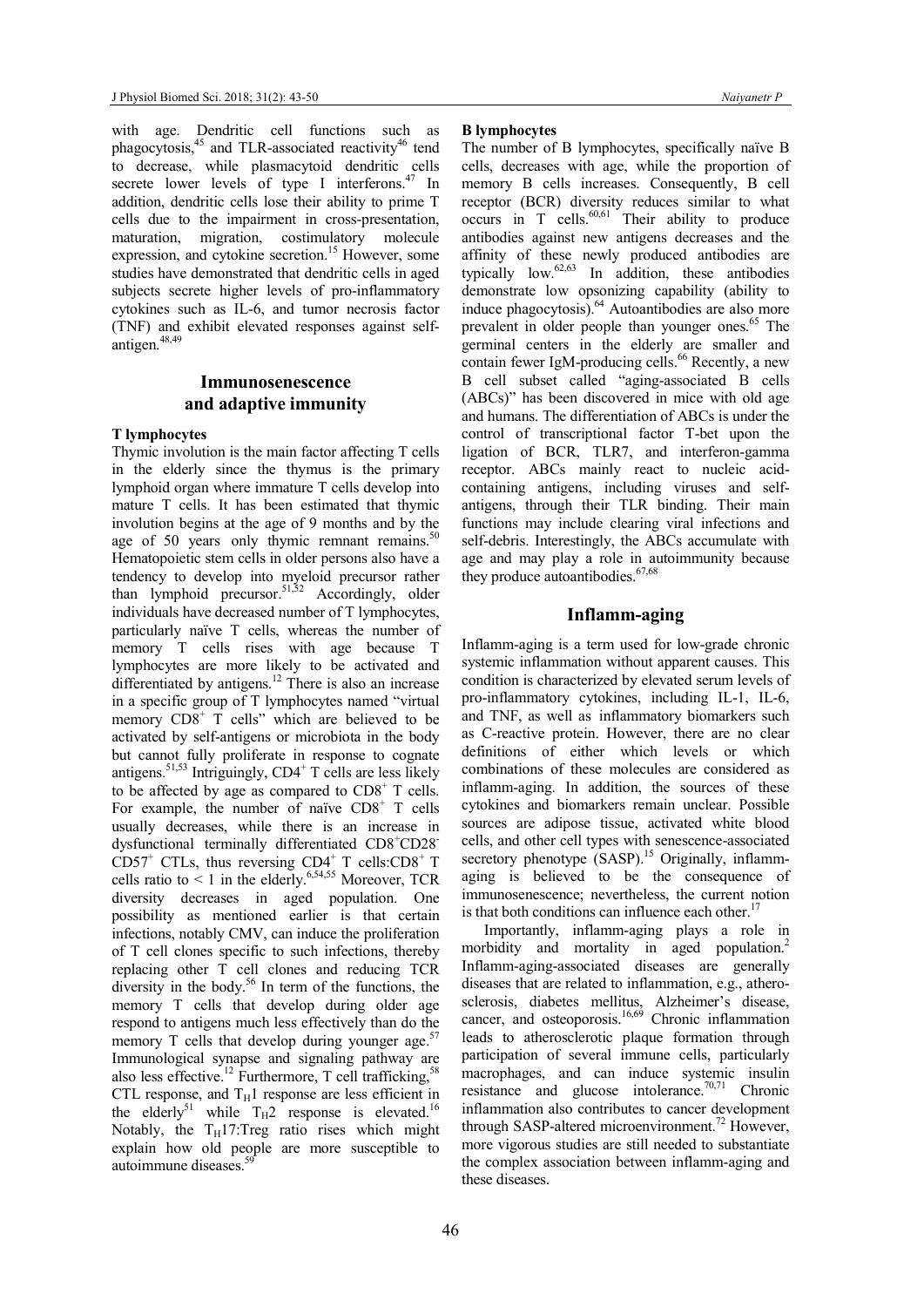with age. Dendritic cell functions such as phagocytosis,[45] and TLR-associated reactivity[46] tend to decrease, while plasmacytoid dendritic cells secrete lower levels of type I interferons.[47] In addition, dendritic cells lose their ability to prime T cells due to the impairment in cross-presentation, maturation, migration, costimulatory molecule expression, and cytokine secretion.[15] However, some studies have demonstrated that dendritic cells in aged subjects secrete higher levels of pro-inflammatory cytokines such as IL-6, and tumor necrosis factor (TNF) and exhibit elevated responses against self-antigen.[48,49]

## Immunosenescence and adaptive immunity

### T lymphocytes

Thymic involution is the main factor affecting T cells in the elderly since the thymus is the primary lymphoid organ where immature T cells develop into mature T cells. It has been estimated that thymic involution begins at the age of 9 months and by the age of 50 years only thymic remnant remains.[50] Hematopoietic stem cells in older persons also have a tendency to develop into myeloid precursor rather than lymphoid precursor.[51,52] Accordingly, older individuals have decreased number of T lymphocytes, particularly naïve T cells, whereas the number of memory T cells rises with age because T lymphocytes are more likely to be activated and differentiated by antigens.[12] There is also an increase in a specific group of T lymphocytes named "virtual memory $CD8^+$ T cells" which are believed to be activated by self-antigens or microbiota in the body but cannot fully proliferate in response to cognate antigens.[51,53] Intriguingly, $CD4^+$ T cells are less likely to be affected by age as compared to $CD8^+$ T cells. For example, the number of naïve $CD8^+$ T cells usually decreases, while there is an increase in dysfunctional terminally differentiated $CD8^+CD28^-CD57^+$ CTLs, thus reversing $CD4^+$ T cells:$CD8^+$ T cells ratio to < 1 in the elderly.[6,54,55] Moreover, TCR diversity decreases in aged population. One possibility as mentioned earlier is that certain infections, notably CMV, can induce the proliferation of T cell clones specific to such infections, thereby replacing other T cell clones and reducing TCR diversity in the body.[56] In term of the functions, the memory T cells that develop during older age respond to antigens much less effectively than do the memory T cells that develop during younger age.[57] Immunological synapse and signaling pathway are also less effective.[12] Furthermore, T cell trafficking,[58] CTL response, and $T_H1$ response are less efficient in the elderly[51] while $T_H2$ response is elevated.[16] Notably, the $T_H17$:Treg ratio rises which might explain how old people are more susceptible to autoimmune diseases.[59]

### B lymphocytes

The number of B lymphocytes, specifically naïve B cells, decreases with age, while the proportion of memory B cells increases. Consequently, B cell receptor (BCR) diversity reduces similar to what occurs in T cells.[60,61] Their ability to produce antibodies against new antigens decreases and the affinity of these newly produced antibodies are typically low.[62,63] In addition, these antibodies demonstrate low opsonizing capability (ability to induce phagocytosis).[64] Autoantibodies are also more prevalent in older people than younger ones.[65] The germinal centers in the elderly are smaller and contain fewer IgM-producing cells.[66] Recently, a new B cell subset called "aging-associated B cells (ABCs)" has been discovered in mice with old age and humans. The differentiation of ABCs is under the control of transcriptional factor T-bet upon the ligation of BCR, TLR7, and interferon-gamma receptor. ABCs mainly react to nucleic acid-containing antigens, including viruses and self-antigens, through their TLR binding. Their main functions may include clearing viral infections and self-debris. Interestingly, the ABCs accumulate with age and may play a role in autoimmunity because they produce autoantibodies.[67,68]

## Inflamm-aging

Inflamm-aging is a term used for low-grade chronic systemic inflammation without apparent causes. This condition is characterized by elevated serum levels of pro-inflammatory cytokines, including IL-1, IL-6, and TNF, as well as inflammatory biomarkers such as C-reactive protein. However, there are no clear definitions of either which levels or which combinations of these molecules are considered as inflamm-aging. In addition, the sources of these cytokines and biomarkers remain unclear. Possible sources are adipose tissue, activated white blood cells, and other cell types with senescence-associated secretory phenotype (SASP).[15] Originally, inflamm-aging is believed to be the consequence of immunosenescence; nevertheless, the current notion is that both conditions can influence each other.[17]

Importantly, inflamm-aging plays a role in morbidity and mortality in aged population.[2] Inflamm-aging-associated diseases are generally diseases that are related to inflammation, e.g., atherosclerosis, diabetes mellitus, Alzheimer's disease, cancer, and osteoporosis.[16,69] Chronic inflammation leads to atherosclerotic plaque formation through participation of several immune cells, particularly macrophages, and can induce systemic insulin resistance and glucose intolerance.[70,71] Chronic inflammation also contributes to cancer development through SASP-altered microenvironment.[72] However, more vigorous studies are still needed to substantiate the complex association between inflamm-aging and these diseases.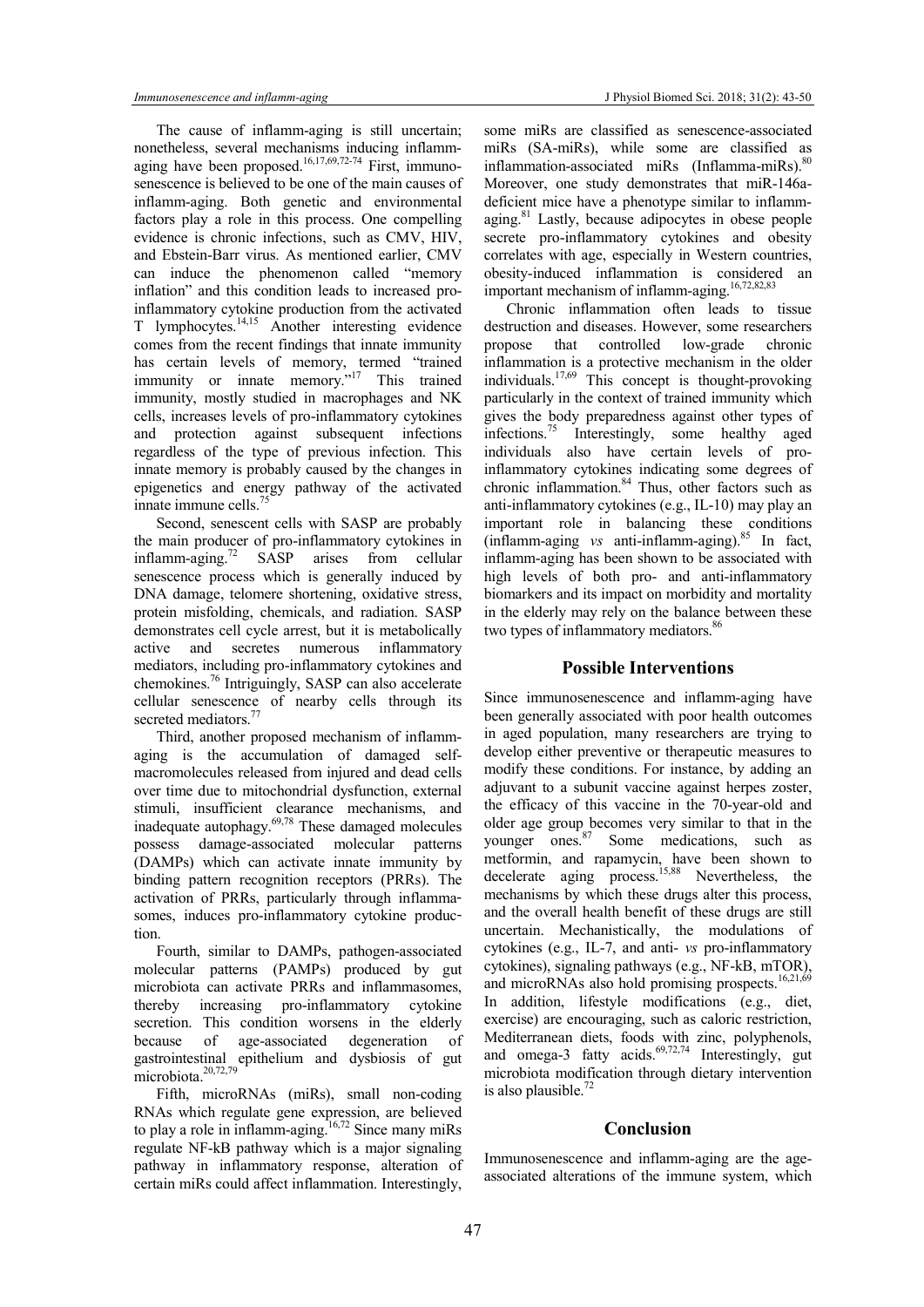The cause of inflamm-aging is still uncertain; nonetheless, several mechanisms inducing inflamm-aging have been proposed.[16,17,69,72-74] First, immunosenescence is believed to be one of the main causes of inflamm-aging. Both genetic and environmental factors play a role in this process. One compelling evidence is chronic infections, such as CMV, HIV, and Ebstein-Barr virus. As mentioned earlier, CMV can induce the phenomenon called "memory inflation" and this condition leads to increased pro-inflammatory cytokine production from the activated T lymphocytes.[14,15] Another interesting evidence comes from the recent findings that innate immunity has certain levels of memory, termed "trained immunity or innate memory."[17] This trained immunity, mostly studied in macrophages and NK cells, increases levels of pro-inflammatory cytokines and protection against subsequent infections regardless of the type of previous infection. This innate memory is probably caused by the changes in epigenetics and energy pathway of the activated innate immune cells.[75]

Second, senescent cells with SASP are probably the main producer of pro-inflammatory cytokines in inflamm-aging.[72] SASP arises from cellular senescence process which is generally induced by DNA damage, telomere shortening, oxidative stress, protein misfolding, chemicals, and radiation. SASP demonstrates cell cycle arrest, but it is metabolically active and secretes numerous inflammatory mediators, including pro-inflammatory cytokines and chemokines.[76] Intriguingly, SASP can also accelerate cellular senescence of nearby cells through its secreted mediators.[77]

Third, another proposed mechanism of inflamm-aging is the accumulation of damaged self-macromolecules released from injured and dead cells over time due to mitochondrial dysfunction, external stimuli, insufficient clearance mechanisms, and inadequate autophagy.[69,78] These damaged molecules possess damage-associated molecular patterns (DAMPs) which can activate innate immunity by binding pattern recognition receptors (PRRs). The activation of PRRs, particularly through inflammasomes, induces pro-inflammatory cytokine production.

Fourth, similar to DAMPs, pathogen-associated molecular patterns (PAMPs) produced by gut microbiota can activate PRRs and inflammasomes, thereby increasing pro-inflammatory cytokine secretion. This condition worsens in the elderly because of age-associated degeneration of gastrointestinal epithelium and dysbiosis of gut microbiota.[20,72,79]

Fifth, microRNAs (miRs), small non-coding RNAs which regulate gene expression, are believed to play a role in inflamm-aging.[16,72] Since many miRs regulate NF-kB pathway which is a major signaling pathway in inflammatory response, alteration of certain miRs could affect inflammation. Interestingly, some miRs are classified as senescence-associated miRs (SA-miRs), while some are classified as inflammation-associated miRs (Inflamma-miRs).[80] Moreover, one study demonstrates that miR-146a-deficient mice have a phenotype similar to inflamm-aging.[81] Lastly, because adipocytes in obese people secrete pro-inflammatory cytokines and obesity correlates with age, especially in Western countries, obesity-induced inflammation is considered an important mechanism of inflamm-aging.[16,72,82,83]

Chronic inflammation often leads to tissue destruction and diseases. However, some researchers propose that controlled low-grade chronic inflammation is a protective mechanism in the older individuals.[17,69] This concept is thought-provoking particularly in the context of trained immunity which gives the body preparedness against other types of infections.[75] Interestingly, some healthy aged individuals also have certain levels of pro-inflammatory cytokines indicating some degrees of chronic inflammation.[84] Thus, other factors such as anti-inflammatory cytokines (e.g., IL-10) may play an important role in balancing these conditions (inflamm-aging *vs* anti-inflamm-aging).[85] In fact, inflamm-aging has been shown to be associated with high levels of both pro- and anti-inflammatory biomarkers and its impact on morbidity and mortality in the elderly may rely on the balance between these two types of inflammatory mediators.[86]

## Possible Interventions

Since immunosenescence and inflamm-aging have been generally associated with poor health outcomes in aged population, many researchers are trying to develop either preventive or therapeutic measures to modify these conditions. For instance, by adding an adjuvant to a subunit vaccine against herpes zoster, the efficacy of this vaccine in the 70-year-old and older age group becomes very similar to that in the younger ones.[87] Some medications, such as metformin, and rapamycin, have been shown to decelerate aging process.[15,88] Nevertheless, the mechanisms by which these drugs alter this process, and the overall health benefit of these drugs are still uncertain. Mechanistically, the modulations of cytokines (e.g., IL-7, and anti- *vs* pro-inflammatory cytokines), signaling pathways (e.g., NF-kB, mTOR), and microRNAs also hold promising prospects.[16,21,69] In addition, lifestyle modifications (e.g., diet, exercise) are encouraging, such as caloric restriction, Mediterranean diets, foods with zinc, polyphenols, and omega-3 fatty acids.[69,72,74] Interestingly, gut microbiota modification through dietary intervention is also plausible.[72]

## Conclusion

Immunosenescence and inflamm-aging are the age-associated alterations of the immune system, which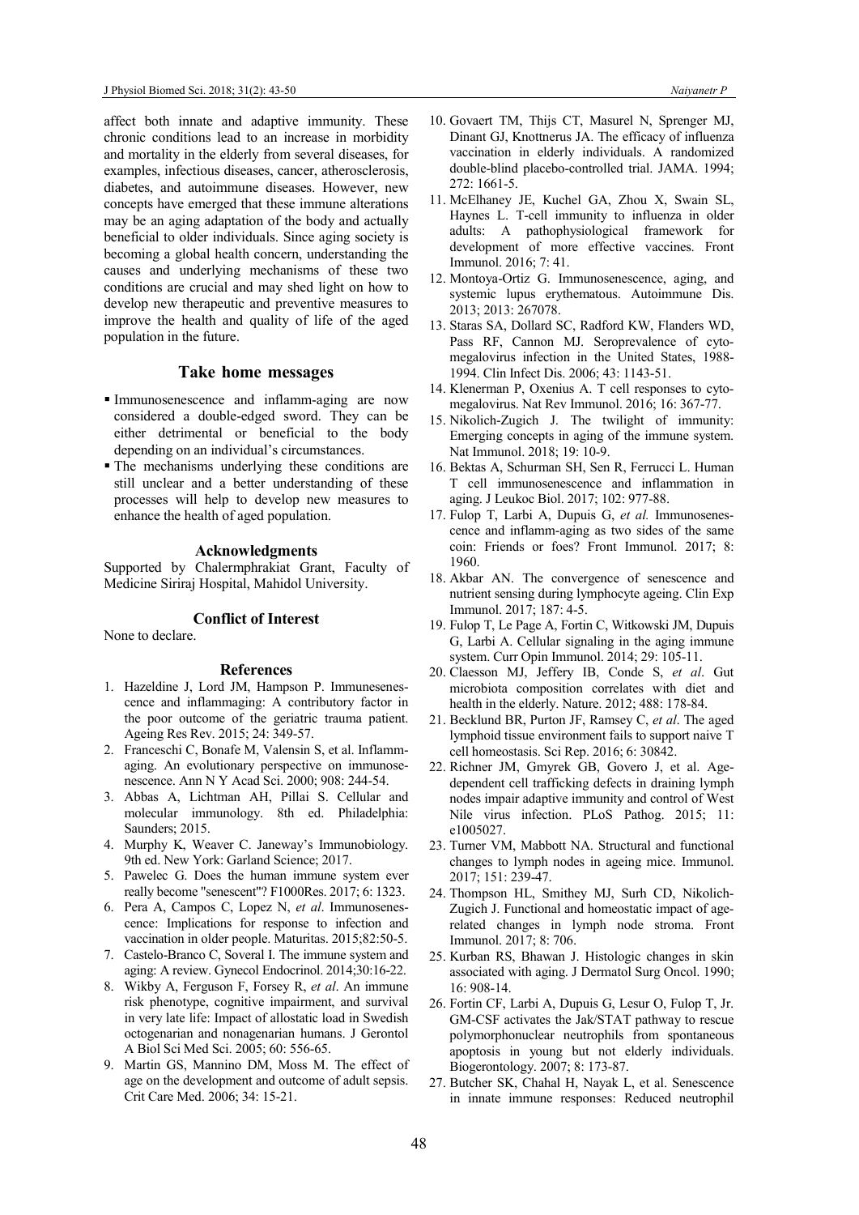affect both innate and adaptive immunity. These chronic conditions lead to an increase in morbidity and mortality in the elderly from several diseases, for examples, infectious diseases, cancer, atherosclerosis, diabetes, and autoimmune diseases. However, new concepts have emerged that these immune alterations may be an aging adaptation of the body and actually beneficial to older individuals. Since aging society is becoming a global health concern, understanding the causes and underlying mechanisms of these two conditions are crucial and may shed light on how to develop new therapeutic and preventive measures to improve the health and quality of life of the aged population in the future.

## Take home messages

- Immunosenescence and inflamm-aging are now considered a double-edged sword. They can be either detrimental or beneficial to the body depending on an individual's circumstances.
- The mechanisms underlying these conditions are still unclear and a better understanding of these processes will help to develop new measures to enhance the health of aged population.

### Acknowledgments

Supported by Chalermphrakiat Grant, Faculty of Medicine Siriraj Hospital, Mahidol University.

### Conflict of Interest

None to declare.

### References

1. Hazeldine J, Lord JM, Hampson P. Immunesenescence and inflammaging: A contributory factor in the poor outcome of the geriatric trauma patient. Ageing Res Rev. 2015; 24: 349-57.
2. Franceschi C, Bonafe M, Valensin S, et al. Inflamm-aging. An evolutionary perspective on immunosenescence. Ann N Y Acad Sci. 2000; 908: 244-54.
3. Abbas A, Lichtman AH, Pillai S. Cellular and molecular immunology. 8th ed. Philadelphia: Saunders; 2015.
4. Murphy K, Weaver C. Janeway's Immunobiology. 9th ed. New York: Garland Science; 2017.
5. Pawelec G. Does the human immune system ever really become "senescent"? F1000Res. 2017; 6: 1323.
6. Pera A, Campos C, Lopez N, *et al*. Immunosenescence: Implications for response to infection and vaccination in older people. Maturitas. 2015;82:50-5.
7. Castelo-Branco C, Soveral I. The immune system and aging: A review. Gynecol Endocrinol. 2014;30:16-22.
8. Wikby A, Ferguson F, Forsey R, *et al*. An immune risk phenotype, cognitive impairment, and survival in very late life: Impact of allostatic load in Swedish octogenarian and nonagenarian humans. J Gerontol A Biol Sci Med Sci. 2005; 60: 556-65.
9. Martin GS, Mannino DM, Moss M. The effect of age on the development and outcome of adult sepsis. Crit Care Med. 2006; 34: 15-21.
10. Govaert TM, Thijs CT, Masurel N, Sprenger MJ, Dinant GJ, Knottnerus JA. The efficacy of influenza vaccination in elderly individuals. A randomized double-blind placebo-controlled trial. JAMA. 1994; 272: 1661-5.
11. McElhaney JE, Kuchel GA, Zhou X, Swain SL, Haynes L. T-cell immunity to influenza in older adults: A pathophysiological framework for development of more effective vaccines. Front Immunol. 2016; 7: 41.
12. Montoya-Ortiz G. Immunosenescence, aging, and systemic lupus erythematous. Autoimmune Dis. 2013; 2013: 267078.
13. Staras SA, Dollard SC, Radford KW, Flanders WD, Pass RF, Cannon MJ. Seroprevalence of cytomegalovirus infection in the United States, 1988-1994. Clin Infect Dis. 2006; 43: 1143-51.
14. Klenerman P, Oxenius A. T cell responses to cytomegalovirus. Nat Rev Immunol. 2016; 16: 367-77.
15. Nikolich-Zugich J. The twilight of immunity: Emerging concepts in aging of the immune system. Nat Immunol. 2018; 19: 10-9.
16. Bektas A, Schurman SH, Sen R, Ferrucci L. Human T cell immunosenescence and inflammation in aging. J Leukoc Biol. 2017; 102: 977-88.
17. Fulop T, Larbi A, Dupuis G, *et al.* Immunosenescence and inflamm-aging as two sides of the same coin: Friends or foes? Front Immunol. 2017; 8: 1960.
18. Akbar AN. The convergence of senescence and nutrient sensing during lymphocyte ageing. Clin Exp Immunol. 2017; 187: 4-5.
19. Fulop T, Le Page A, Fortin C, Witkowski JM, Dupuis G, Larbi A. Cellular signaling in the aging immune system. Curr Opin Immunol. 2014; 29: 105-11.
20. Claesson MJ, Jeffery IB, Conde S, *et al*. Gut microbiota composition correlates with diet and health in the elderly. Nature. 2012; 488: 178-84.
21. Becklund BR, Purton JF, Ramsey C, *et al*. The aged lymphoid tissue environment fails to support naive T cell homeostasis. Sci Rep. 2016; 6: 30842.
22. Richner JM, Gmyrek GB, Govero J, et al. Age-dependent cell trafficking defects in draining lymph nodes impair adaptive immunity and control of West Nile virus infection. PLoS Pathog. 2015; 11: e1005027.
23. Turner VM, Mabbott NA. Structural and functional changes to lymph nodes in ageing mice. Immunol. 2017; 151: 239-47.
24. Thompson HL, Smithey MJ, Surh CD, Nikolich-Zugich J. Functional and homeostatic impact of age-related changes in lymph node stroma. Front Immunol. 2017; 8: 706.
25. Kurban RS, Bhawan J. Histologic changes in skin associated with aging. J Dermatol Surg Oncol. 1990; 16: 908-14.
26. Fortin CF, Larbi A, Dupuis G, Lesur O, Fulop T, Jr. GM-CSF activates the Jak/STAT pathway to rescue polymorphonuclear neutrophils from spontaneous apoptosis in young but not elderly individuals. Biogerontology. 2007; 8: 173-87.
27. Butcher SK, Chahal H, Nayak L, et al. Senescence in innate immune responses: Reduced neutrophil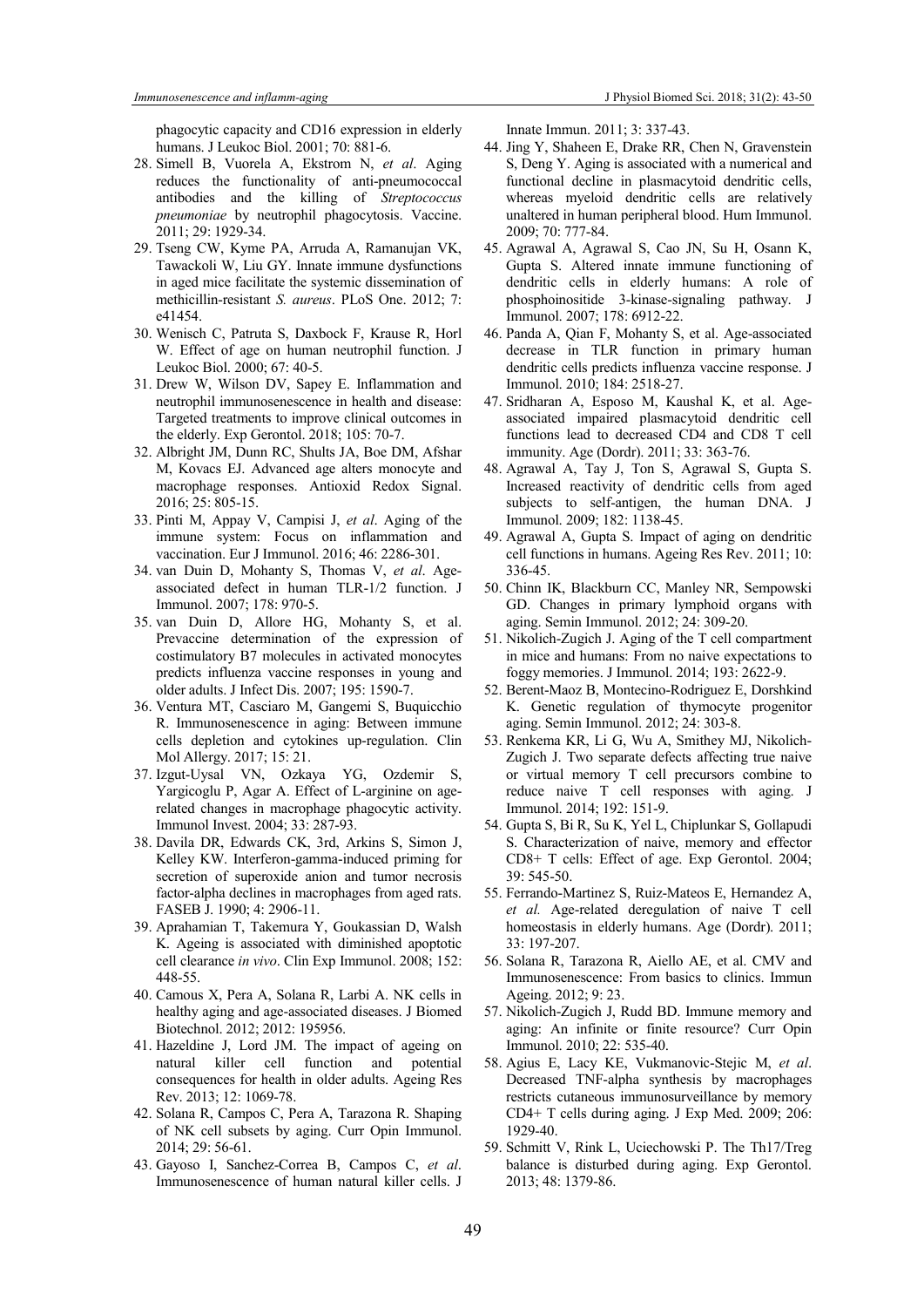phagocytic capacity and CD16 expression in elderly humans. J Leukoc Biol. 2001; 70: 881-6.

28. Simell B, Vuorela A, Ekstrom N, *et al*. Aging reduces the functionality of anti-pneumococcal antibodies and the killing of *Streptococcus pneumoniae* by neutrophil phagocytosis. Vaccine. 2011; 29: 1929-34.
29. Tseng CW, Kyme PA, Arruda A, Ramanujan VK, Tawackoli W, Liu GY. Innate immune dysfunctions in aged mice facilitate the systemic dissemination of methicillin-resistant *S. aureus*. PLoS One. 2012; 7: e41454.
30. Wenisch C, Patruta S, Daxbock F, Krause R, Horl W. Effect of age on human neutrophil function. J Leukoc Biol. 2000; 67: 40-5.
31. Drew W, Wilson DV, Sapey E. Inflammation and neutrophil immunosenescence in health and disease: Targeted treatments to improve clinical outcomes in the elderly. Exp Gerontol. 2018; 105: 70-7.
32. Albright JM, Dunn RC, Shults JA, Boe DM, Afshar M, Kovacs EJ. Advanced age alters monocyte and macrophage responses. Antioxid Redox Signal. 2016; 25: 805-15.
33. Pinti M, Appay V, Campisi J, *et al*. Aging of the immune system: Focus on inflammation and vaccination. Eur J Immunol. 2016; 46: 2286-301.
34. van Duin D, Mohanty S, Thomas V, *et al*. Age-associated defect in human TLR-1/2 function. J Immunol. 2007; 178: 970-5.
35. van Duin D, Allore HG, Mohanty S, et al. Prevaccine determination of the expression of costimulatory B7 molecules in activated monocytes predicts influenza vaccine responses in young and older adults. J Infect Dis. 2007; 195: 1590-7.
36. Ventura MT, Casciaro M, Gangemi S, Buquicchio R. Immunosenescence in aging: Between immune cells depletion and cytokines up-regulation. Clin Mol Allergy. 2017; 15: 21.
37. Izgut-Uysal VN, Ozkaya YG, Ozdemir S, Yargicoglu P, Agar A. Effect of L-arginine on age-related changes in macrophage phagocytic activity. Immunol Invest. 2004; 33: 287-93.
38. Davila DR, Edwards CK, 3rd, Arkins S, Simon J, Kelley KW. Interferon-gamma-induced priming for secretion of superoxide anion and tumor necrosis factor-alpha declines in macrophages from aged rats. FASEB J. 1990; 4: 2906-11.
39. Aprahamian T, Takemura Y, Goukassian D, Walsh K. Ageing is associated with diminished apoptotic cell clearance *in vivo*. Clin Exp Immunol. 2008; 152: 448-55.
40. Camous X, Pera A, Solana R, Larbi A. NK cells in healthy aging and age-associated diseases. J Biomed Biotechnol. 2012; 2012: 195956.
41. Hazeldine J, Lord JM. The impact of ageing on natural killer cell function and potential consequences for health in older adults. Ageing Res Rev. 2013; 12: 1069-78.
42. Solana R, Campos C, Pera A, Tarazona R. Shaping of NK cell subsets by aging. Curr Opin Immunol. 2014; 29: 56-61.
43. Gayoso I, Sanchez-Correa B, Campos C, *et al*. Immunosenescence of human natural killer cells. J Innate Immun. 2011; 3: 337-43.
44. Jing Y, Shaheen E, Drake RR, Chen N, Gravenstein S, Deng Y. Aging is associated with a numerical and functional decline in plasmacytoid dendritic cells, whereas myeloid dendritic cells are relatively unaltered in human peripheral blood. Hum Immunol. 2009; 70: 777-84.
45. Agrawal A, Agrawal S, Cao JN, Su H, Osann K, Gupta S. Altered innate immune functioning of dendritic cells in elderly humans: A role of phosphoinositide 3-kinase-signaling pathway. J Immunol. 2007; 178: 6912-22.
46. Panda A, Qian F, Mohanty S, et al. Age-associated decrease in TLR function in primary human dendritic cells predicts influenza vaccine response. J Immunol. 2010; 184: 2518-27.
47. Sridharan A, Esposo M, Kaushal K, et al. Age-associated impaired plasmacytoid dendritic cell functions lead to decreased CD4 and CD8 T cell immunity. Age (Dordr). 2011; 33: 363-76.
48. Agrawal A, Tay J, Ton S, Agrawal S, Gupta S. Increased reactivity of dendritic cells from aged subjects to self-antigen, the human DNA. J Immunol. 2009; 182: 1138-45.
49. Agrawal A, Gupta S. Impact of aging on dendritic cell functions in humans. Ageing Res Rev. 2011; 10: 336-45.
50. Chinn IK, Blackburn CC, Manley NR, Sempowski GD. Changes in primary lymphoid organs with aging. Semin Immunol. 2012; 24: 309-20.
51. Nikolich-Zugich J. Aging of the T cell compartment in mice and humans: From no naive expectations to foggy memories. J Immunol. 2014; 193: 2622-9.
52. Berent-Maoz B, Montecino-Rodriguez E, Dorshkind K. Genetic regulation of thymocyte progenitor aging. Semin Immunol. 2012; 24: 303-8.
53. Renkema KR, Li G, Wu A, Smithey MJ, Nikolich-Zugich J. Two separate defects affecting true naive or virtual memory T cell precursors combine to reduce naive T cell responses with aging. J Immunol. 2014; 192: 151-9.
54. Gupta S, Bi R, Su K, Yel L, Chiplunkar S, Gollapudi S. Characterization of naive, memory and effector CD8+ T cells: Effect of age. Exp Gerontol. 2004; 39: 545-50.
55. Ferrando-Martinez S, Ruiz-Mateos E, Hernandez A, *et al.* Age-related deregulation of naive T cell homeostasis in elderly humans. Age (Dordr). 2011; 33: 197-207.
56. Solana R, Tarazona R, Aiello AE, et al. CMV and Immunosenescence: From basics to clinics. Immun Ageing. 2012; 9: 23.
57. Nikolich-Zugich J, Rudd BD. Immune memory and aging: An infinite or finite resource? Curr Opin Immunol. 2010; 22: 535-40.
58. Agius E, Lacy KE, Vukmanovic-Stejic M, *et al*. Decreased TNF-alpha synthesis by macrophages restricts cutaneous immunosurveillance by memory CD4+ T cells during aging. J Exp Med. 2009; 206: 1929-40.
59. Schmitt V, Rink L, Uciechowski P. The Th17/Treg balance is disturbed during aging. Exp Gerontol. 2013; 48: 1379-86.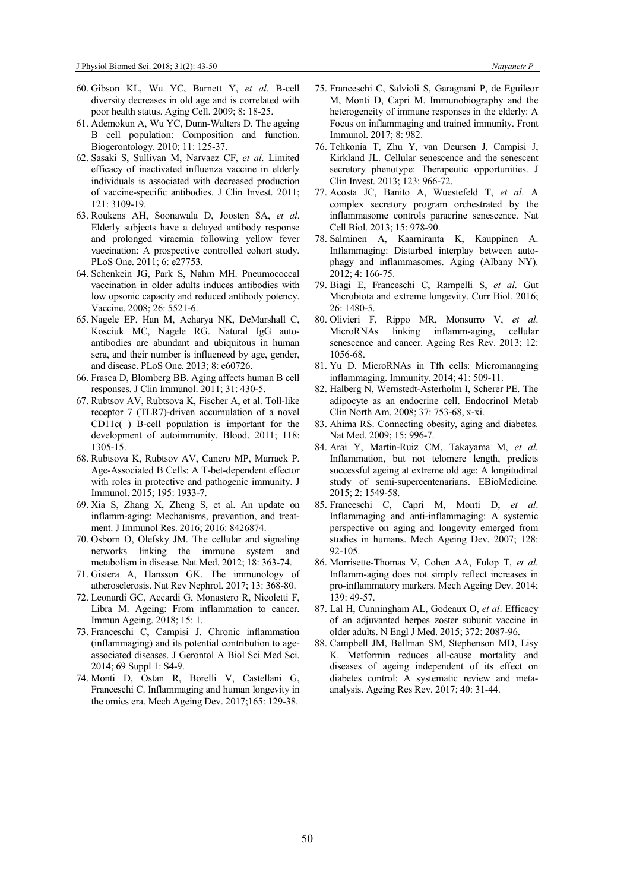60. Gibson KL, Wu YC, Barnett Y, *et al*. B-cell diversity decreases in old age and is correlated with poor health status. Aging Cell. 2009; 8: 18-25.
61. Ademokun A, Wu YC, Dunn-Walters D. The ageing B cell population: Composition and function. Biogerontology. 2010; 11: 125-37.
62. Sasaki S, Sullivan M, Narvaez CF, *et al*. Limited efficacy of inactivated influenza vaccine in elderly individuals is associated with decreased production of vaccine-specific antibodies. J Clin Invest. 2011; 121: 3109-19.
63. Roukens AH, Soonawala D, Joosten SA, *et al*. Elderly subjects have a delayed antibody response and prolonged viraemia following yellow fever vaccination: A prospective controlled cohort study. PLoS One. 2011; 6: e27753.
64. Schenkein JG, Park S, Nahm MH. Pneumococcal vaccination in older adults induces antibodies with low opsonic capacity and reduced antibody potency. Vaccine. 2008; 26: 5521-6.
65. Nagele EP, Han M, Acharya NK, DeMarshall C, Kosciuk MC, Nagele RG. Natural IgG autoantibodies are abundant and ubiquitous in human sera, and their number is influenced by age, gender, and disease. PLoS One. 2013; 8: e60726.
66. Frasca D, Blomberg BB. Aging affects human B cell responses. J Clin Immunol. 2011; 31: 430-5.
67. Rubtsov AV, Rubtsova K, Fischer A, et al. Toll-like receptor 7 (TLR7)-driven accumulation of a novel CD11c(+) B-cell population is important for the development of autoimmunity. Blood. 2011; 118: 1305-15.
68. Rubtsova K, Rubtsov AV, Cancro MP, Marrack P. Age-Associated B Cells: A T-bet-dependent effector with roles in protective and pathogenic immunity. J Immunol. 2015; 195: 1933-7.
69. Xia S, Zhang X, Zheng S, et al. An update on inflamm-aging: Mechanisms, prevention, and treatment. J Immunol Res. 2016; 2016: 8426874.
70. Osborn O, Olefsky JM. The cellular and signaling networks linking the immune system and metabolism in disease. Nat Med. 2012; 18: 363-74.
71. Gistera A, Hansson GK. The immunology of atherosclerosis. Nat Rev Nephrol. 2017; 13: 368-80.
72. Leonardi GC, Accardi G, Monastero R, Nicoletti F, Libra M. Ageing: From inflammation to cancer. Immun Ageing. 2018; 15: 1.
73. Franceschi C, Campisi J. Chronic inflammation (inflammaging) and its potential contribution to age-associated diseases. J Gerontol A Biol Sci Med Sci. 2014; 69 Suppl 1: S4-9.
74. Monti D, Ostan R, Borelli V, Castellani G, Franceschi C. Inflammaging and human longevity in the omics era. Mech Ageing Dev. 2017;165: 129-38.
75. Franceschi C, Salvioli S, Garagnani P, de Eguileor M, Monti D, Capri M. Immunobiography and the heterogeneity of immune responses in the elderly: A Focus on inflammaging and trained immunity. Front Immunol. 2017; 8: 982.
76. Tchkonia T, Zhu Y, van Deursen J, Campisi J, Kirkland JL. Cellular senescence and the senescent secretory phenotype: Therapeutic opportunities. J Clin Invest. 2013; 123: 966-72.
77. Acosta JC, Banito A, Wuestefeld T, *et al*. A complex secretory program orchestrated by the inflammasome controls paracrine senescence. Nat Cell Biol. 2013; 15: 978-90.
78. Salminen A, Kaarniranta K, Kauppinen A. Inflammaging: Disturbed interplay between autophagy and inflammasomes. Aging (Albany NY). 2012; 4: 166-75.
79. Biagi E, Franceschi C, Rampelli S, *et al*. Gut Microbiota and extreme longevity. Curr Biol. 2016; 26: 1480-5.
80. Olivieri F, Rippo MR, Monsurro V, *et al*. MicroRNAs linking inflamm-aging, cellular senescence and cancer. Ageing Res Rev. 2013; 12: 1056-68.
81. Yu D. MicroRNAs in Tfh cells: Micromanaging inflammaging. Immunity. 2014; 41: 509-11.
82. Halberg N, Wernstedt-Asterholm I, Scherer PE. The adipocyte as an endocrine cell. Endocrinol Metab Clin North Am. 2008; 37: 753-68, x-xi.
83. Ahima RS. Connecting obesity, aging and diabetes. Nat Med. 2009; 15: 996-7.
84. Arai Y, Martin-Ruiz CM, Takayama M, *et al.* Inflammation, but not telomere length, predicts successful ageing at extreme old age: A longitudinal study of semi-supercentenarians. EBioMedicine. 2015; 2: 1549-58.
85. Franceschi C, Capri M, Monti D, *et al*. Inflammaging and anti-inflammaging: A systemic perspective on aging and longevity emerged from studies in humans. Mech Ageing Dev. 2007; 128: 92-105.
86. Morrisette-Thomas V, Cohen AA, Fulop T, *et al*. Inflamm-aging does not simply reflect increases in pro-inflammatory markers. Mech Ageing Dev. 2014; 139: 49-57.
87. Lal H, Cunningham AL, Godeaux O, *et al*. Efficacy of an adjuvanted herpes zoster subunit vaccine in older adults. N Engl J Med. 2015; 372: 2087-96.
88. Campbell JM, Bellman SM, Stephenson MD, Lisy K. Metformin reduces all-cause mortality and diseases of ageing independent of its effect on diabetes control: A systematic review and meta-analysis. Ageing Res Rev. 2017; 40: 31-44.